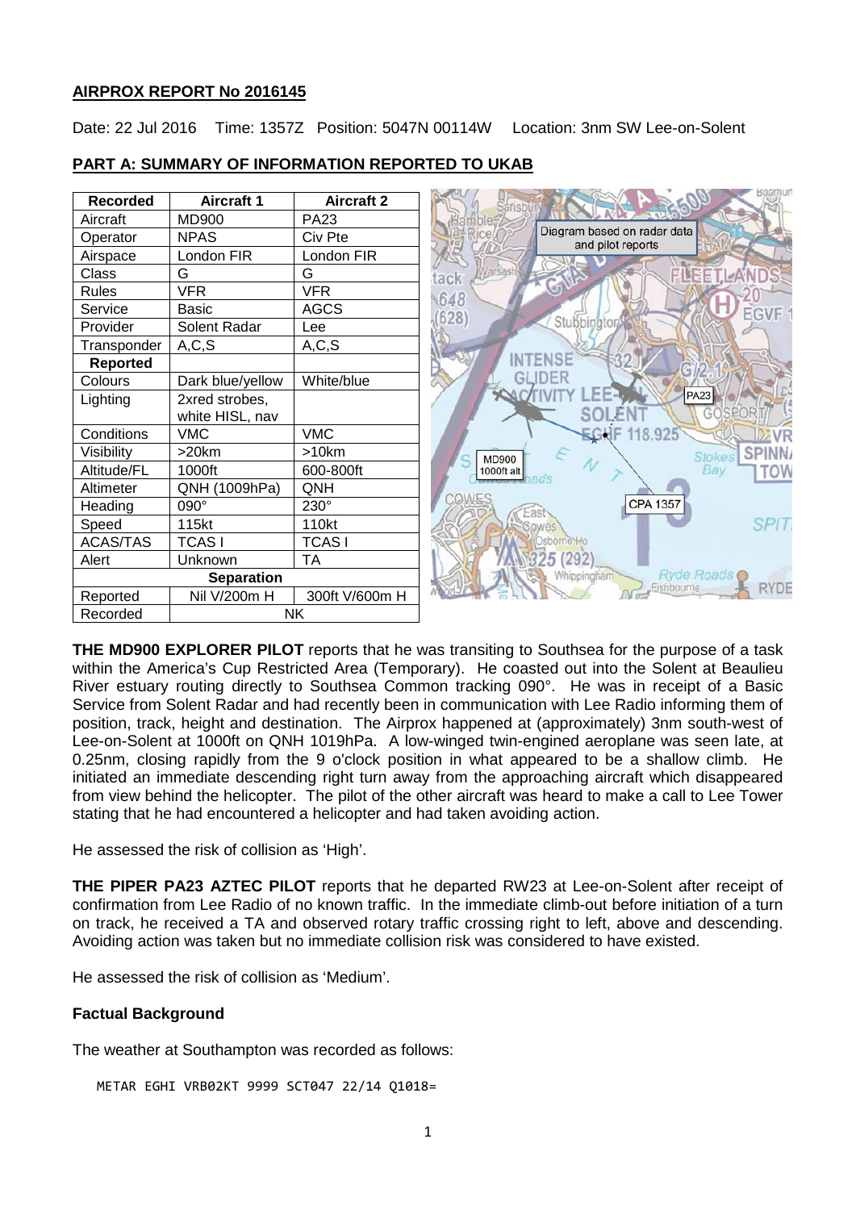**AIRPROX REPORT No 2016145**

Date: 22 Jul 2016 Time: 1357Z Position: 5047N 00114W Location: 3nm SW Lee-on-Solent

**PART A: SUMMARY OF INFORMATION REPORTED TO UKAB**

| Recorded | Aircraft 1 | Aircraft 2 |
|---|---|---|
| Aircraft | MD900 | PA23 |
| Operator | NPAS | Civ Pte |
| Airspace | London FIR | London FIR |
| Class | G | G |
| Rules | VFR | VFR |
| Service | Basic | AGCS |
| Provider | Solent Radar | Lee |
| Transponder | A,C,S | A,C,S |
| **Reported** | | |
| Colours | Dark blue/yellow | White/blue |
| Lighting | 2xred strobes, white HISL, nav | |
| Conditions | VMC | VMC |
| Visibility | >20km | >10km |
| Altitude/FL | 1000ft | 600-800ft |
| Altimeter | QNH (1009hPa) | QNH |
| Heading | 090° | 230° |
| Speed | 115kt | 110kt |
| ACAS/TAS | TCAS I | TCAS I |
| Alert | Unknown | TA |
| **Separation** | | |
| Reported | Nil V/200m H | 300ft V/600m H |
| Recorded | NK | |

Diagram based on radar data and pilot reports

**THE MD900 EXPLORER PILOT** reports that he was transiting to Southsea for the purpose of a task within the America's Cup Restricted Area (Temporary). He coasted out into the Solent at Beaulieu River estuary routing directly to Southsea Common tracking 090°. He was in receipt of a Basic Service from Solent Radar and had recently been in communication with Lee Radio informing them of position, track, height and destination. The Airprox happened at (approximately) 3nm south-west of Lee-on-Solent at 1000ft on QNH 1019hPa. A low-winged twin-engined aeroplane was seen late, at 0.25nm, closing rapidly from the 9 o'clock position in what appeared to be a shallow climb. He initiated an immediate descending right turn away from the approaching aircraft which disappeared from view behind the helicopter. The pilot of the other aircraft was heard to make a call to Lee Tower stating that he had encountered a helicopter and had taken avoiding action.

He assessed the risk of collision as 'High'.

**THE PIPER PA23 AZTEC PILOT** reports that he departed RW23 at Lee-on-Solent after receipt of confirmation from Lee Radio of no known traffic. In the immediate climb-out before initiation of a turn on track, he received a TA and observed rotary traffic crossing right to left, above and descending. Avoiding action was taken but no immediate collision risk was considered to have existed.

He assessed the risk of collision as 'Medium'.

**Factual Background**

The weather at Southampton was recorded as follows:

```
METAR EGHI VRB02KT 9999 SCT047 22/14 Q1018=
```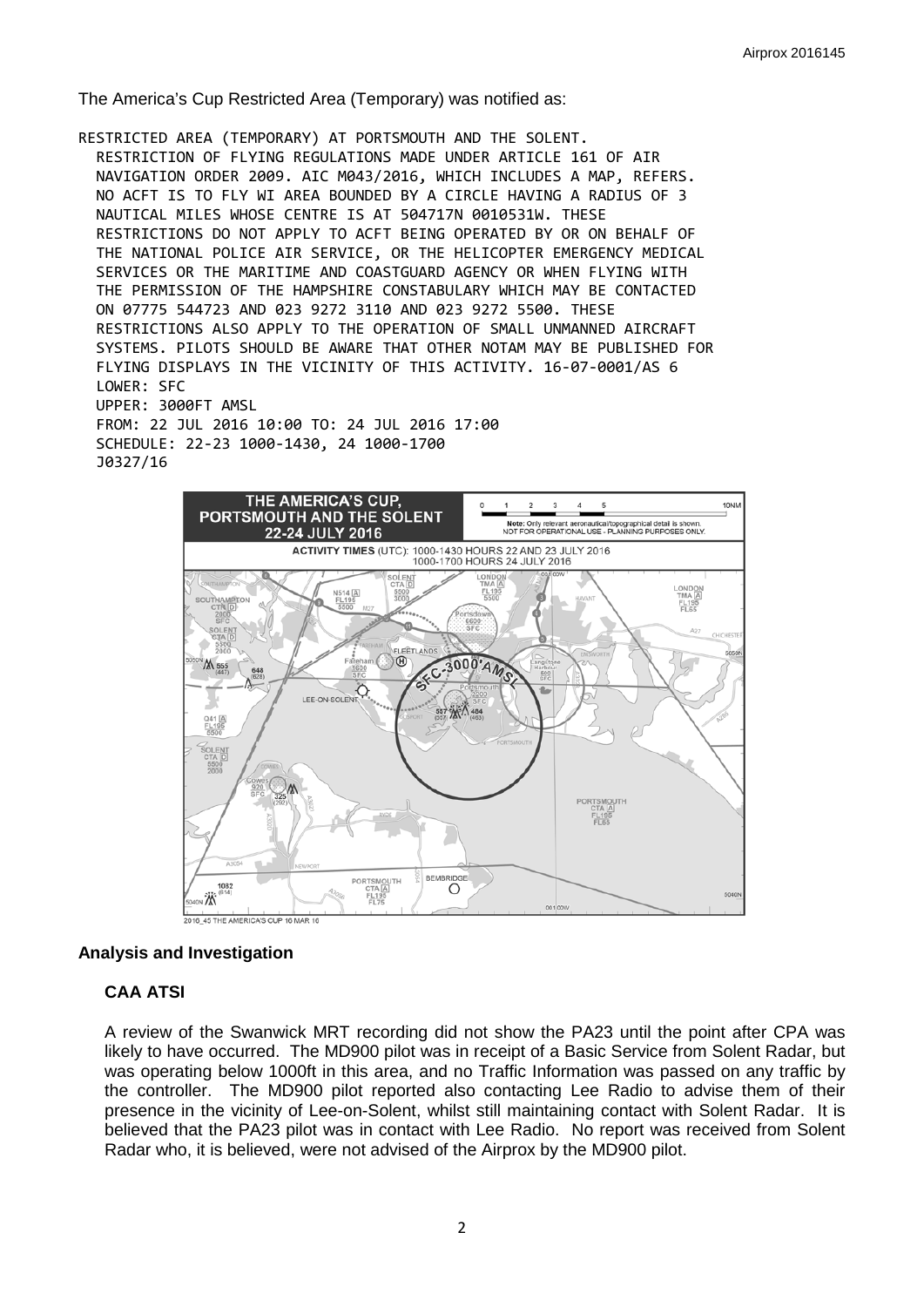The America's Cup Restricted Area (Temporary) was notified as:

```
RESTRICTED AREA (TEMPORARY) AT PORTSMOUTH AND THE SOLENT.
  RESTRICTION OF FLYING REGULATIONS MADE UNDER ARTICLE 161 OF AIR
  NAVIGATION ORDER 2009. AIC M043/2016, WHICH INCLUDES A MAP, REFERS.
  NO ACFT IS TO FLY WI AREA BOUNDED BY A CIRCLE HAVING A RADIUS OF 3
  NAUTICAL MILES WHOSE CENTRE IS AT 504717N 0010531W. THESE
  RESTRICTIONS DO NOT APPLY TO ACFT BEING OPERATED BY OR ON BEHALF OF
  THE NATIONAL POLICE AIR SERVICE, OR THE HELICOPTER EMERGENCY MEDICAL
  SERVICES OR THE MARITIME AND COASTGUARD AGENCY OR WHEN FLYING WITH
  THE PERMISSION OF THE HAMPSHIRE CONSTABULARY WHICH MAY BE CONTACTED
  ON 07775 544723 AND 023 9272 3110 AND 023 9272 5500. THESE
  RESTRICTIONS ALSO APPLY TO THE OPERATION OF SMALL UNMANNED AIRCRAFT
  SYSTEMS. PILOTS SHOULD BE AWARE THAT OTHER NOTAM MAY BE PUBLISHED FOR
  FLYING DISPLAYS IN THE VICINITY OF THIS ACTIVITY. 16-07-0001/AS 6
  LOWER: SFC
  UPPER: 3000FT AMSL
  FROM: 22 JUL 2016 10:00 TO: 24 JUL 2016 17:00
  SCHEDULE: 22-23 1000-1430, 24 1000-1700
  J0327/16
```

## Analysis and Investigation

### CAA ATSI

A review of the Swanwick MRT recording did not show the PA23 until the point after CPA was likely to have occurred. The MD900 pilot was in receipt of a Basic Service from Solent Radar, but was operating below 1000ft in this area, and no Traffic Information was passed on any traffic by the controller. The MD900 pilot reported also contacting Lee Radio to advise them of their presence in the vicinity of Lee-on-Solent, whilst still maintaining contact with Solent Radar. It is believed that the PA23 pilot was in contact with Lee Radio. No report was received from Solent Radar who, it is believed, were not advised of the Airprox by the MD900 pilot.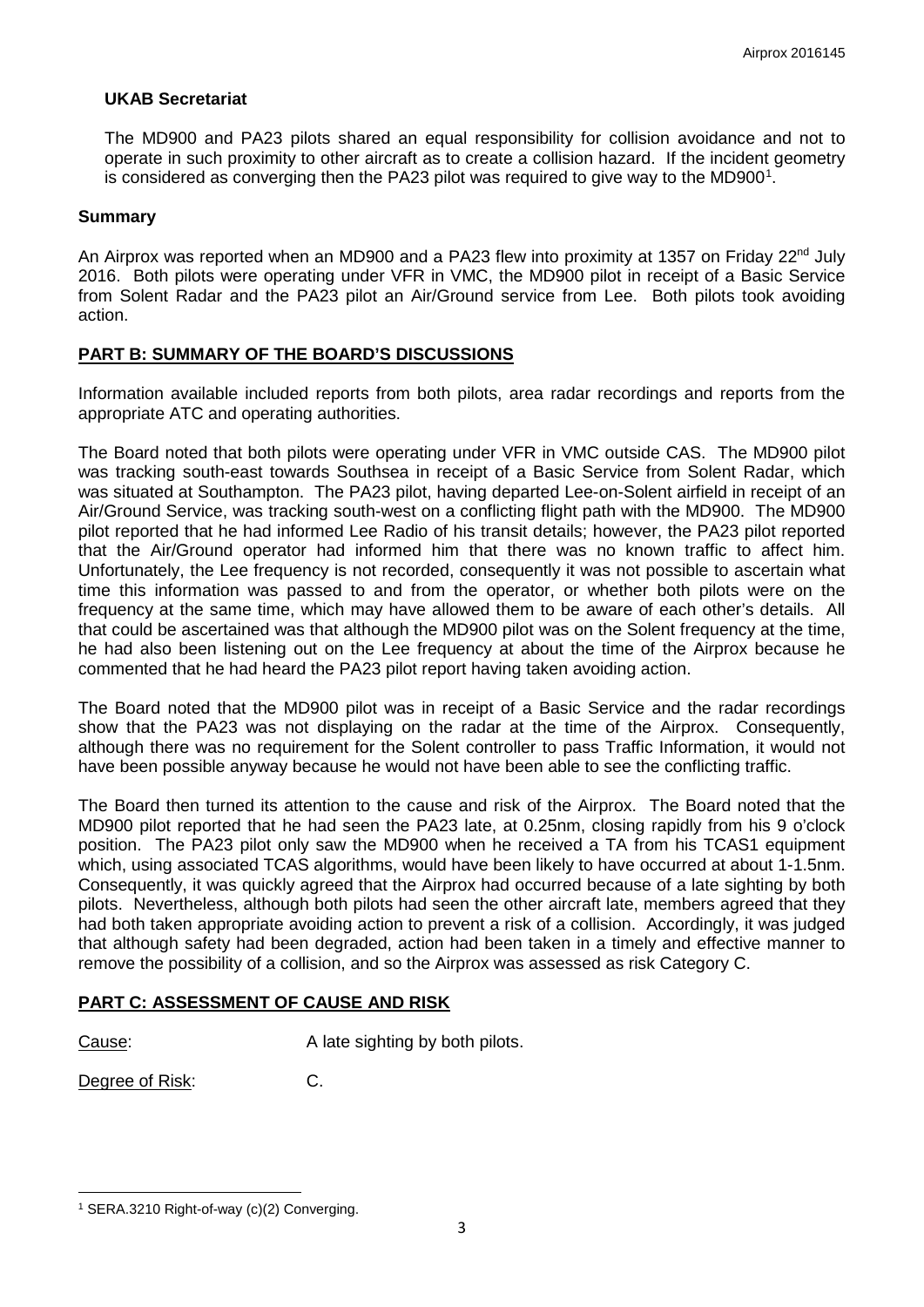**UKAB Secretariat**

The MD900 and PA23 pilots shared an equal responsibility for collision avoidance and not to operate in such proximity to other aircraft as to create a collision hazard. If the incident geometry is considered as converging then the PA23 pilot was required to give way to the MD900[1].

**Summary**

An Airprox was reported when an MD900 and a PA23 flew into proximity at 1357 on Friday 22nd July 2016. Both pilots were operating under VFR in VMC, the MD900 pilot in receipt of a Basic Service from Solent Radar and the PA23 pilot an Air/Ground service from Lee. Both pilots took avoiding action.

## PART B: SUMMARY OF THE BOARD'S DISCUSSIONS

Information available included reports from both pilots, area radar recordings and reports from the appropriate ATC and operating authorities.

The Board noted that both pilots were operating under VFR in VMC outside CAS. The MD900 pilot was tracking south-east towards Southsea in receipt of a Basic Service from Solent Radar, which was situated at Southampton. The PA23 pilot, having departed Lee-on-Solent airfield in receipt of an Air/Ground Service, was tracking south-west on a conflicting flight path with the MD900. The MD900 pilot reported that he had informed Lee Radio of his transit details; however, the PA23 pilot reported that the Air/Ground operator had informed him that there was no known traffic to affect him. Unfortunately, the Lee frequency is not recorded, consequently it was not possible to ascertain what time this information was passed to and from the operator, or whether both pilots were on the frequency at the same time, which may have allowed them to be aware of each other's details. All that could be ascertained was that although the MD900 pilot was on the Solent frequency at the time, he had also been listening out on the Lee frequency at about the time of the Airprox because he commented that he had heard the PA23 pilot report having taken avoiding action.

The Board noted that the MD900 pilot was in receipt of a Basic Service and the radar recordings show that the PA23 was not displaying on the radar at the time of the Airprox. Consequently, although there was no requirement for the Solent controller to pass Traffic Information, it would not have been possible anyway because he would not have been able to see the conflicting traffic.

The Board then turned its attention to the cause and risk of the Airprox. The Board noted that the MD900 pilot reported that he had seen the PA23 late, at 0.25nm, closing rapidly from his 9 o'clock position. The PA23 pilot only saw the MD900 when he received a TA from his TCAS1 equipment which, using associated TCAS algorithms, would have been likely to have occurred at about 1-1.5nm. Consequently, it was quickly agreed that the Airprox had occurred because of a late sighting by both pilots. Nevertheless, although both pilots had seen the other aircraft late, members agreed that they had both taken appropriate avoiding action to prevent a risk of a collision. Accordingly, it was judged that although safety had been degraded, action had been taken in a timely and effective manner to remove the possibility of a collision, and so the Airprox was assessed as risk Category C.

## PART C: ASSESSMENT OF CAUSE AND RISK

Cause: A late sighting by both pilots.

Degree of Risk: C.

[1] SERA.3210 Right-of-way (c)(2) Converging.